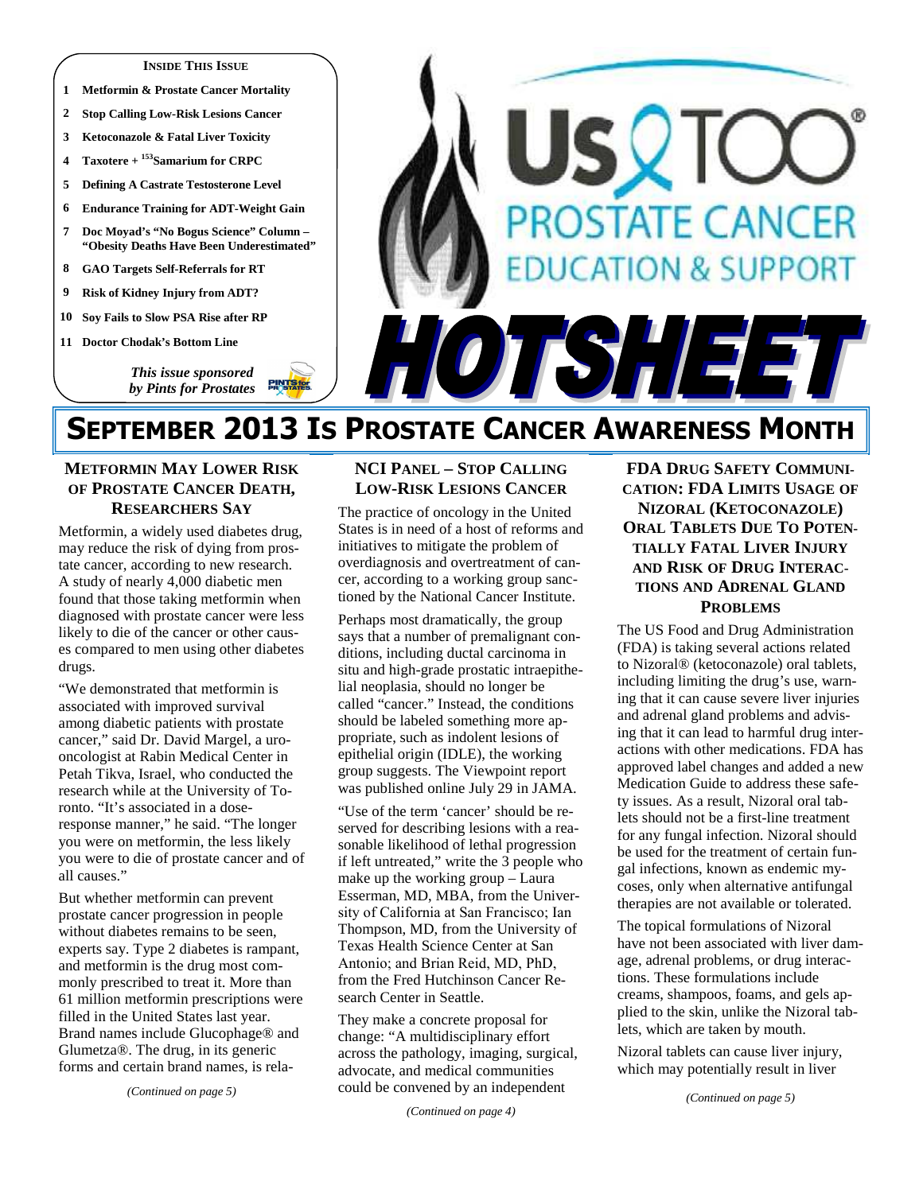**INSIDE THIS ISSUE**

1. Metformin & Prostate Cancer Mortality
2. Stop Calling Low-Risk Lesions Cancer
3. Ketoconazole & Fatal Liver Toxicity
4. Taxotere + $^{153}$Samarium for CRPC
5. Defining A Castrate Testosterone Level
6. Endurance Training for ADT-Weight Gain
7. Doc Moyad's "No Bogus Science" Column – "Obesity Deaths Have Been Underestimated"
8. GAO Targets Self-Referrals for RT
9. Risk of Kidney Injury from ADT?
10. Soy Fails to Slow PSA Rise after RP
11. Doctor Chodak's Bottom Line

*This issue sponsored by Pints for Prostates*

# US TOO PROSTATE CANCER EDUCATION & SUPPORT HOTSHEET

# SEPTEMBER 2013 IS PROSTATE CANCER AWARENESS MONTH

## METFORMIN MAY LOWER RISK OF PROSTATE CANCER DEATH, RESEARCHERS SAY

Metformin, a widely used diabetes drug, may reduce the risk of dying from prostate cancer, according to new research. A study of nearly 4,000 diabetic men found that those taking metformin when diagnosed with prostate cancer were less likely to die of the cancer or other causes compared to men using other diabetes drugs.

"We demonstrated that metformin is associated with improved survival among diabetic patients with prostate cancer," said Dr. David Margel, a uro-oncologist at Rabin Medical Center in Petah Tikva, Israel, who conducted the research while at the University of Toronto. "It's associated in a dose-response manner," he said. "The longer you were on metformin, the less likely you were to die of prostate cancer and of all causes."

But whether metformin can prevent prostate cancer progression in people without diabetes remains to be seen, experts say. Type 2 diabetes is rampant, and metformin is the drug most commonly prescribed to treat it. More than 61 million metformin prescriptions were filled in the United States last year. Brand names include Glucophage® and Glumetza®. The drug, in its generic forms and certain brand names, is rela-

*(Continued on page 5)*

## NCI PANEL – STOP CALLING LOW-RISK LESIONS CANCER

The practice of oncology in the United States is in need of a host of reforms and initiatives to mitigate the problem of overdiagnosis and overtreatment of cancer, according to a working group sanctioned by the National Cancer Institute.

Perhaps most dramatically, the group says that a number of premalignant conditions, including ductal carcinoma in situ and high-grade prostatic intraepithelial neoplasia, should no longer be called "cancer." Instead, the conditions should be labeled something more appropriate, such as indolent lesions of epithelial origin (IDLE), the working group suggests. The Viewpoint report was published online July 29 in JAMA.

"Use of the term 'cancer' should be reserved for describing lesions with a reasonable likelihood of lethal progression if left untreated," write the 3 people who make up the working group – Laura Esserman, MD, MBA, from the University of California at San Francisco; Ian Thompson, MD, from the University of Texas Health Science Center at San Antonio; and Brian Reid, MD, PhD, from the Fred Hutchinson Cancer Research Center in Seattle.

They make a concrete proposal for change: "A multidisciplinary effort across the pathology, imaging, surgical, advocate, and medical communities could be convened by an independent

*(Continued on page 4)*

## FDA DRUG SAFETY COMMUNICATION: FDA LIMITS USAGE OF NIZORAL (KETOCONAZOLE) ORAL TABLETS DUE TO POTENTIALLY FATAL LIVER INJURY AND RISK OF DRUG INTERACTIONS AND ADRENAL GLAND PROBLEMS

The US Food and Drug Administration (FDA) is taking several actions related to Nizoral® (ketoconazole) oral tablets, including limiting the drug's use, warning that it can cause severe liver injuries and adrenal gland problems and advising that it can lead to harmful drug interactions with other medications. FDA has approved label changes and added a new Medication Guide to address these safety issues. As a result, Nizoral oral tablets should not be a first-line treatment for any fungal infection. Nizoral should be used for the treatment of certain fungal infections, known as endemic mycoses, only when alternative antifungal therapies are not available or tolerated.

The topical formulations of Nizoral have not been associated with liver damage, adrenal problems, or drug interactions. These formulations include creams, shampoos, foams, and gels applied to the skin, unlike the Nizoral tablets, which are taken by mouth.

Nizoral tablets can cause liver injury, which may potentially result in liver

*(Continued on page 5)*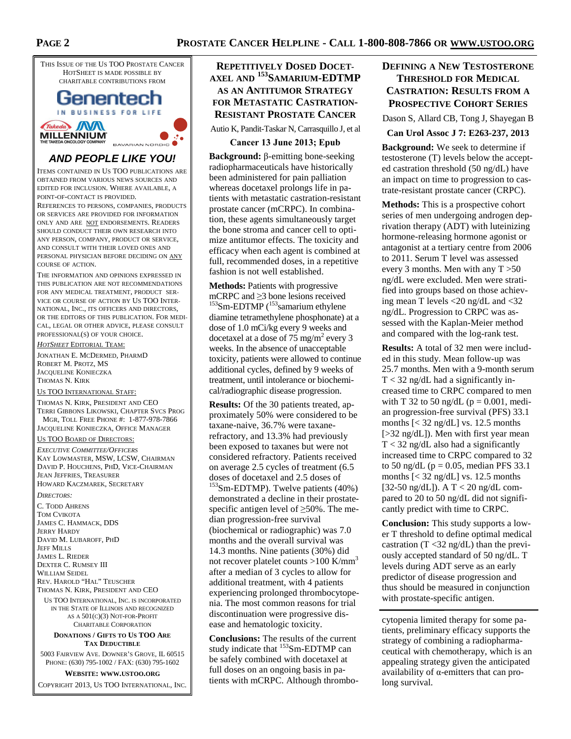This issue of the Us TOO Prostate Cancer HotSheet is made possible by charitable contributions from

Genentech
IN BUSINESS FOR LIFE

Takeda MILLENNIUM
THE TAKEDA ONCOLOGY COMPANY

BAVARIAN NORDIC

***AND PEOPLE LIKE YOU!***

Items contained in Us TOO publications are obtained from various news sources and edited for inclusion. Where available, a point-of-contact is provided.

References to persons, companies, products or services are provided for information only and are not endorsements. Readers should conduct their own research into any person, company, product or service, and consult with their loved ones and personal physician before deciding on any course of action.

The information and opinions expressed in this publication are not recommendations for any medical treatment, product service or course of action by Us TOO International, Inc., its officers and directors, or the editors of this publication. For medical, legal or other advice, please consult professional(s) of your choice.

*HotSheet* Editorial Team:

Jonathan E. McDermed, PharmD
Robert M. Protz, MS
Jacqueline Konieczka
Thomas N. Kirk

Us TOO International Staff:

Thomas N. Kirk, President and CEO
Terri Gibbons Likowski, Chapter Svcs Prog Mgr, Toll Free Phone #: 1-877-978-7866
Jacqueline Konieczka, Office Manager

Us TOO Board of Directors:

*Executive Committee/Officers*
Kay Lowmaster, MSW, LCSW, Chairman
David P. Houchens, PhD, Vice-Chairman
Jean Jeffries, Treasurer
Howard Kaczmarek, Secretary

*Directors:*
C. Todd Ahrens
Tom Cvikota
James C. Hammack, DDS
Jerry Hardy
David M. Lubaroff, PhD
Jeff Mills
James L. Rieder
Dexter C. Rumsey III
William Seidel
Rev. Harold "Hal" Teuscher
Thomas N. Kirk, President and CEO

Us TOO International, Inc. is incorporated in the State of Illinois and recognized as a 501(c)(3) Not-For-Profit Charitable Corporation

**Donations / Gifts to Us TOO Are Tax Deductible**

5003 Fairview Ave. Downer's Grove, IL 60515
Phone: (630) 795-1002 / Fax: (630) 795-1602

**Website: www.ustoo.org**

Copyright 2013, Us TOO International, Inc.

## Repetitively Dosed Docetaxel and $^{153}$Samarium-EDTMP as an Antitumor Strategy for Metastatic Castration-Resistant Prostate Cancer

Autio K, Pandit-Taskar N, Carrasquillo J, et al

**Cancer 13 June 2013; Epub**

**Background:** β-emitting bone-seeking radiopharmaceuticals have historically been administered for pain palliation whereas docetaxel prolongs life in patients with metastatic castration-resistant prostate cancer (mCRPC). In combination, these agents simultaneously target the bone stroma and cancer cell to optimize antitumor effects. The toxicity and efficacy when each agent is combined at full, recommended doses, in a repetitive fashion is not well established.

**Methods:** Patients with progressive mCRPC and ≥3 bone lesions received $^{153}$Sm-EDTMP ($^{153}$samarium ethylene diamine tetramethylene phosphonate) at a dose of 1.0 mCi/kg every 9 weeks and docetaxel at a dose of 75 mg/m$^2$ every 3 weeks. In the absence of unacceptable toxicity, patients were allowed to continue additional cycles, defined by 9 weeks of treatment, until intolerance or biochemical/radiographic disease progression.

**Results:** Of the 30 patients treated, approximately 50% were considered to be taxane-naive, 36.7% were taxane-refractory, and 13.3% had previously been exposed to taxanes but were not considered refractory. Patients received on average 2.5 cycles of treatment (6.5 doses of docetaxel and 2.5 doses of $^{153}$Sm-EDTMP). Twelve patients (40%) demonstrated a decline in their prostate-specific antigen level of ≥50%. The median progression-free survival (biochemical or radiographic) was 7.0 months and the overall survival was 14.3 months. Nine patients (30%) did not recover platelet counts >100 K/mm$^3$ after a median of 3 cycles to allow for additional treatment, with 4 patients experiencing prolonged thrombocytopenia. The most common reasons for trial discontinuation were progressive disease and hematologic toxicity.

**Conclusions:** The results of the current study indicate that $^{153}$Sm-EDTMP can be safely combined with docetaxel at full doses on an ongoing basis in patients with mCRPC. Although thrombocytopenia limited therapy for some patients, preliminary efficacy supports the strategy of combining a radiopharmaceutical with chemotherapy, which is an appealing strategy given the anticipated availability of α-emitters that can prolong survival.

## Defining a New Testosterone Threshold for Medical Castration: Results from a Prospective Cohort Series

Dason S, Allard CB, Tong J, Shayegan B

**Can Urol Assoc J 7: E263-237, 2013**

**Background:** We seek to determine if testosterone (T) levels below the accepted castration threshold (50 ng/dL) have an impact on time to progression to castrate-resistant prostate cancer (CRPC).

**Methods:** This is a prospective cohort series of men undergoing androgen deprivation therapy (ADT) with luteinizing hormone-releasing hormone agonist or antagonist at a tertiary centre from 2006 to 2011. Serum T level was assessed every 3 months. Men with any T >50 ng/dL were excluded. Men were stratified into groups based on those achieving mean T levels <20 ng/dL and <32 ng/dL. Progression to CRPC was assessed with the Kaplan-Meier method and compared with the log-rank test.

**Results:** A total of 32 men were included in this study. Mean follow-up was 25.7 months. Men with a 9-month serum T < 32 ng/dL had a significantly increased time to CRPC compared to men with T 32 to 50 ng/dL ($p = 0.001$, median progression-free survival (PFS) 33.1 months [< 32 ng/dL] vs. 12.5 months [>32 ng/dL]). Men with first year mean T < 32 ng/dL also had a significantly increased time to CRPC compared to 32 to 50 ng/dL ($p = 0.05$, median PFS 33.1 months [< 32 ng/dL] vs. 12.5 months [32-50 ng/dL]). A T < 20 ng/dL compared to 20 to 50 ng/dL did not significantly predict with time to CRPC.

**Conclusion:** This study supports a lower T threshold to define optimal medical castration (T <32 ng/dL) than the previously accepted standard of 50 ng/dL. T levels during ADT serve as an early predictor of disease progression and thus should be measured in conjunction with prostate-specific antigen.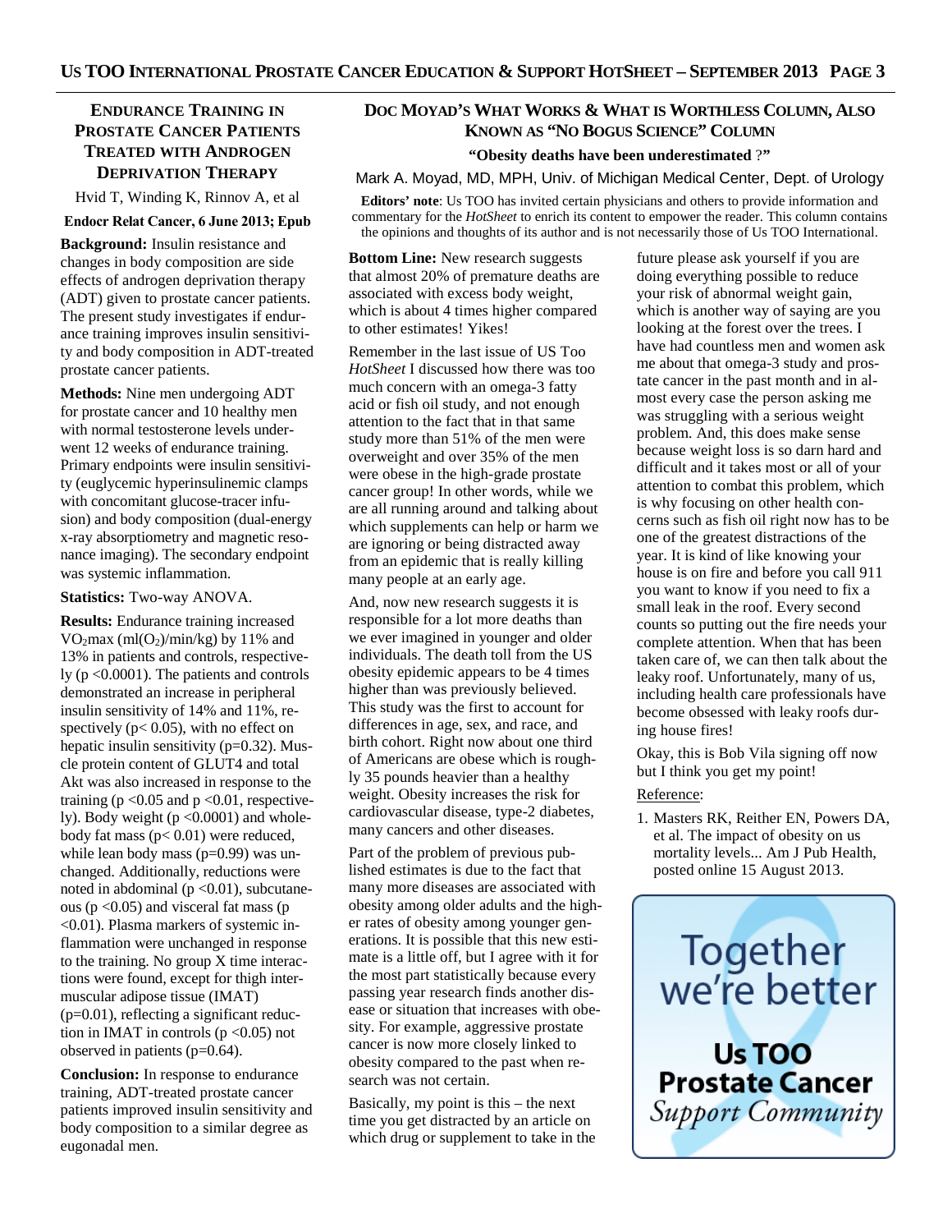## Endurance Training in Prostate Cancer Patients Treated with Androgen Deprivation Therapy

Hvid T, Winding K, Rinnov A, et al

**Endocr Relat Cancer, 6 June 2013; Epub**

**Background:** Insulin resistance and changes in body composition are side effects of androgen deprivation therapy (ADT) given to prostate cancer patients. The present study investigates if endurance training improves insulin sensitivity and body composition in ADT-treated prostate cancer patients.

**Methods:** Nine men undergoing ADT for prostate cancer and 10 healthy men with normal testosterone levels underwent 12 weeks of endurance training. Primary endpoints were insulin sensitivity (euglycemic hyperinsulinemic clamps with concomitant glucose-tracer infusion) and body composition (dual-energy x-ray absorptiometry and magnetic resonance imaging). The secondary endpoint was systemic inflammation.

**Statistics:** Two-way ANOVA.

**Results:** Endurance training increased $VO_2max$ ($ml(O_2)/min/kg$) by 11% and 13% in patients and controls, respectively ($p < 0.0001$). The patients and controls demonstrated an increase in peripheral insulin sensitivity of 14% and 11%, respectively ($p < 0.05$), with no effect on hepatic insulin sensitivity ($p = 0.32$). Muscle protein content of GLUT4 and total Akt was also increased in response to the training ($p < 0.05$ and $p < 0.01$, respectively). Body weight ($p < 0.0001$) and whole-body fat mass ($p < 0.01$) were reduced, while lean body mass ($p = 0.99$) was unchanged. Additionally, reductions were noted in abdominal ($p < 0.01$), subcutaneous ($p < 0.05$) and visceral fat mass ($p < 0.01$). Plasma markers of systemic inflammation were unchanged in response to the training. No group X time interactions were found, except for thigh intermuscular adipose tissue (IMAT) ($p = 0.01$), reflecting a significant reduction in IMAT in controls ($p < 0.05$) not observed in patients ($p = 0.64$).

**Conclusion:** In response to endurance training, ADT-treated prostate cancer patients improved insulin sensitivity and body composition to a similar degree as eugonadal men.

## Doc Moyad's What Works & What is Worthless Column, Also Known as "No Bogus Science" Column

**"Obesity deaths have been underestimated ?"**

Mark A. Moyad, MD, MPH, Univ. of Michigan Medical Center, Dept. of Urology

**Editors' note**: Us TOO has invited certain physicians and others to provide information and commentary for the *HotSheet* to enrich its content to empower the reader. This column contains the opinions and thoughts of its author and is not necessarily those of Us TOO International.

**Bottom Line:** New research suggests that almost 20% of premature deaths are associated with excess body weight, which is about 4 times higher compared to other estimates! Yikes!

Remember in the last issue of US Too *HotSheet* I discussed how there was too much concern with an omega-3 fatty acid or fish oil study, and not enough attention to the fact that in that same study more than 51% of the men were overweight and over 35% of the men were obese in the high-grade prostate cancer group! In other words, while we are all running around and talking about which supplements can help or harm we are ignoring or being distracted away from an epidemic that is really killing many people at an early age.

And, now new research suggests it is responsible for a lot more deaths than we ever imagined in younger and older individuals. The death toll from the US obesity epidemic appears to be 4 times higher than was previously believed. This study was the first to account for differences in age, sex, and race, and birth cohort. Right now about one third of Americans are obese which is roughly 35 pounds heavier than a healthy weight. Obesity increases the risk for cardiovascular disease, type-2 diabetes, many cancers and other diseases.

Part of the problem of previous published estimates is due to the fact that many more diseases are associated with obesity among older adults and the higher rates of obesity among younger generations. It is possible that this new estimate is a little off, but I agree with it for the most part statistically because every passing year research finds another disease or situation that increases with obesity. For example, aggressive prostate cancer is now more closely linked to obesity compared to the past when research was not certain.

Basically, my point is this – the next time you get distracted by an article on which drug or supplement to take in the future please ask yourself if you are doing everything possible to reduce your risk of abnormal weight gain, which is another way of saying are you looking at the forest over the trees. I have had countless men and women ask me about that omega-3 study and prostate cancer in the past month and in almost every case the person asking me was struggling with a serious weight problem. And, this does make sense because weight loss is so darn hard and difficult and it takes most or all of your attention to combat this problem, which is why focusing on other health concerns such as fish oil right now has to be one of the greatest distractions of the year. It is kind of like knowing your house is on fire and before you call 911 you want to know if you need to fix a small leak in the roof. Every second counts so putting out the fire needs your complete attention. When that has been taken care of, we can then talk about the leaky roof. Unfortunately, many of us, including health care professionals have become obsessed with leaky roofs during house fires!

Okay, this is Bob Vila signing off now but I think you get my point!

Reference:

1. Masters RK, Reither EN, Powers DA, et al. The impact of obesity on us mortality levels... Am J Pub Health, posted online 15 August 2013.

Together we're better

**Us TOO Prostate Cancer** *Support Community*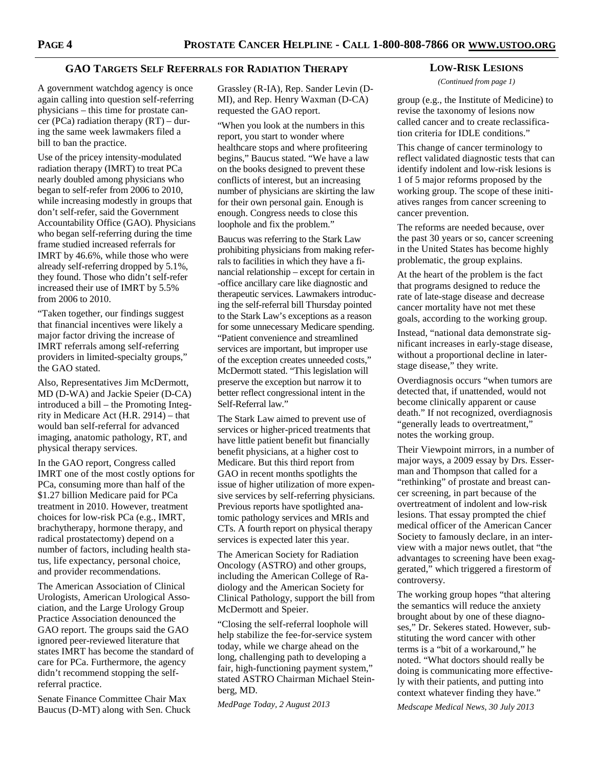## GAO Targets Self Referrals for Radiation Therapy

A government watchdog agency is once again calling into question self-referring physicians – this time for prostate cancer (PCa) radiation therapy (RT) – during the same week lawmakers filed a bill to ban the practice.

Use of the pricey intensity-modulated radiation therapy (IMRT) to treat PCa nearly doubled among physicians who began to self-refer from 2006 to 2010, while increasing modestly in groups that don't self-refer, said the Government Accountability Office (GAO). Physicians who began self-referring during the time frame studied increased referrals for IMRT by 46.6%, while those who were already self-referring dropped by 5.1%, they found. Those who didn't self-refer increased their use of IMRT by 5.5% from 2006 to 2010.

"Taken together, our findings suggest that financial incentives were likely a major factor driving the increase of IMRT referrals among self-referring providers in limited-specialty groups," the GAO stated.

Also, Representatives Jim McDermott, MD (D-WA) and Jackie Speier (D-CA) introduced a bill – the Promoting Integrity in Medicare Act (H.R. 2914) – that would ban self-referral for advanced imaging, anatomic pathology, RT, and physical therapy services.

In the GAO report, Congress called IMRT one of the most costly options for PCa, consuming more than half of the $1.27 billion Medicare paid for PCa treatment in 2010. However, treatment choices for low-risk PCa (e.g., IMRT, brachytherapy, hormone therapy, and radical prostatectomy) depend on a number of factors, including health status, life expectancy, personal choice, and provider recommendations.

The American Association of Clinical Urologists, American Urological Association, and the Large Urology Group Practice Association denounced the GAO report. The groups said the GAO ignored peer-reviewed literature that states IMRT has become the standard of care for PCa. Furthermore, the agency didn't recommend stopping the self-referral practice.

Senate Finance Committee Chair Max Baucus (D-MT) along with Sen. Chuck Grassley (R-IA), Rep. Sander Levin (D-MI), and Rep. Henry Waxman (D-CA) requested the GAO report.

"When you look at the numbers in this report, you start to wonder where healthcare stops and where profiteering begins," Baucus stated. "We have a law on the books designed to prevent these conflicts of interest, but an increasing number of physicians are skirting the law for their own personal gain. Enough is enough. Congress needs to close this loophole and fix the problem."

Baucus was referring to the Stark Law prohibiting physicians from making referrals to facilities in which they have a financial relationship – except for certain in-office ancillary care like diagnostic and therapeutic services. Lawmakers introducing the self-referral bill Thursday pointed to the Stark Law's exceptions as a reason for some unnecessary Medicare spending. "Patient convenience and streamlined services are important, but improper use of the exception creates unneeded costs," McDermott stated. "This legislation will preserve the exception but narrow it to better reflect congressional intent in the Self-Referral law."

The Stark Law aimed to prevent use of services or higher-priced treatments that have little patient benefit but financially benefit physicians, at a higher cost to Medicare. But this third report from GAO in recent months spotlights the issue of higher utilization of more expensive services by self-referring physicians. Previous reports have spotlighted anatomic pathology services and MRIs and CTs. A fourth report on physical therapy services is expected later this year.

The American Society for Radiation Oncology (ASTRO) and other groups, including the American College of Radiology and the American Society for Clinical Pathology, support the bill from McDermott and Speier.

"Closing the self-referral loophole will help stabilize the fee-for-service system today, while we charge ahead on the long, challenging path to developing a fair, high-functioning payment system," stated ASTRO Chairman Michael Steinberg, MD.

*MedPage Today, 2 August 2013*

## Low-Risk Lesions

*(Continued from page 1)*

group (e.g., the Institute of Medicine) to revise the taxonomy of lesions now called cancer and to create reclassification criteria for IDLE conditions."

This change of cancer terminology to reflect validated diagnostic tests that can identify indolent and low-risk lesions is 1 of 5 major reforms proposed by the working group. The scope of these initiatives ranges from cancer screening to cancer prevention.

The reforms are needed because, over the past 30 years or so, cancer screening in the United States has become highly problematic, the group explains.

At the heart of the problem is the fact that programs designed to reduce the rate of late-stage disease and decrease cancer mortality have not met these goals, according to the working group.

Instead, "national data demonstrate significant increases in early-stage disease, without a proportional decline in later-stage disease," they write.

Overdiagnosis occurs "when tumors are detected that, if unattended, would not become clinically apparent or cause death." If not recognized, overdiagnosis "generally leads to overtreatment," notes the working group.

Their Viewpoint mirrors, in a number of major ways, a 2009 essay by Drs. Esserman and Thompson that called for a "rethinking" of prostate and breast cancer screening, in part because of the overtreatment of indolent and low-risk lesions. That essay prompted the chief medical officer of the American Cancer Society to famously declare, in an interview with a major news outlet, that "the advantages to screening have been exaggerated," which triggered a firestorm of controversy.

The working group hopes "that altering the semantics will reduce the anxiety brought about by one of these diagnoses," Dr. Sekeres stated. However, substituting the word cancer with other terms is a "bit of a workaround," he noted. "What doctors should really be doing is communicating more effectively with their patients, and putting into context whatever finding they have."

*Medscape Medical News, 30 July 2013*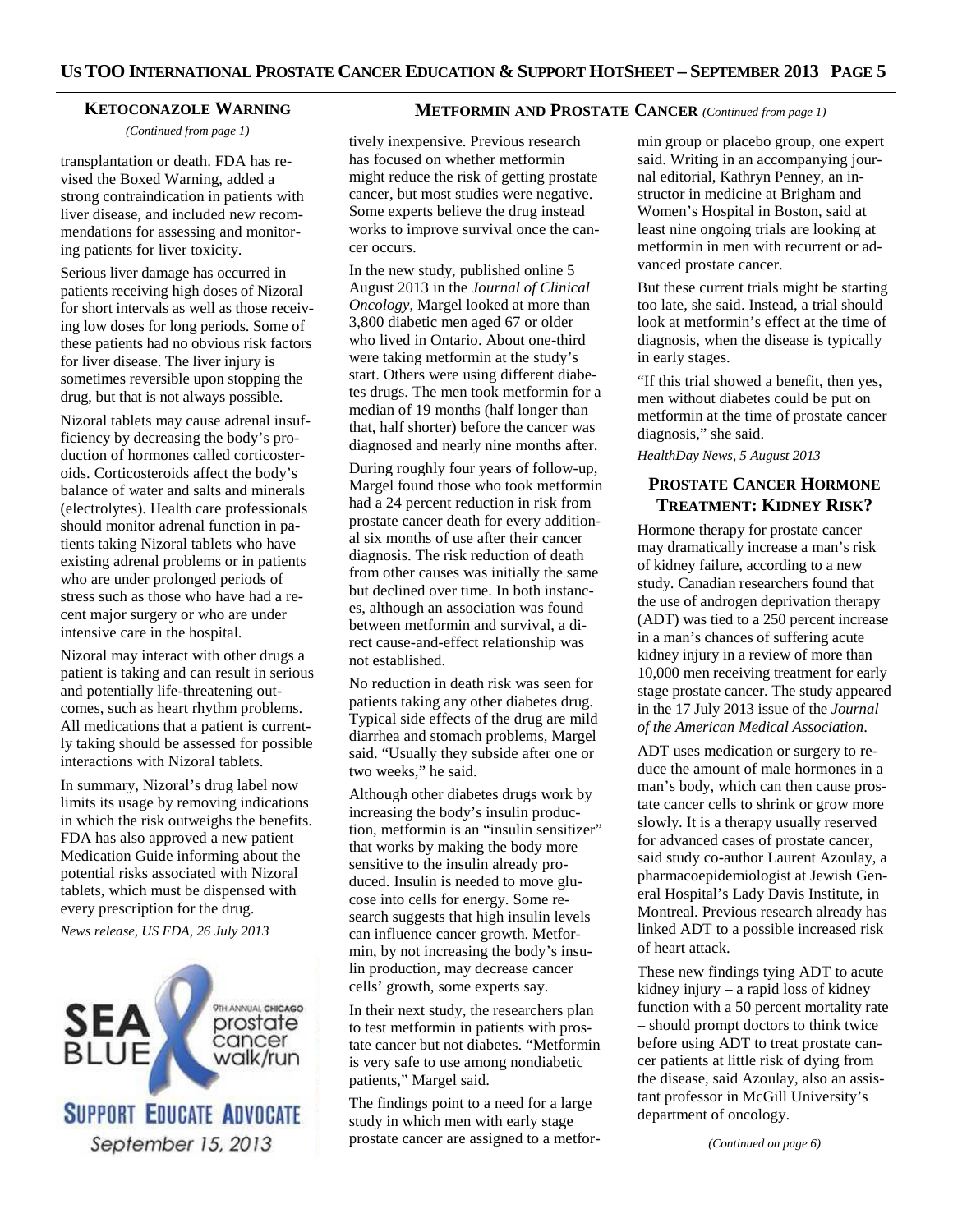### KETOCONAZOLE WARNING

*(Continued from page 1)*

transplantation or death. FDA has revised the Boxed Warning, added a strong contraindication in patients with liver disease, and included new recommendations for assessing and monitoring patients for liver toxicity.

Serious liver damage has occurred in patients receiving high doses of Nizoral for short intervals as well as those receiving low doses for long periods. Some of these patients had no obvious risk factors for liver disease. The liver injury is sometimes reversible upon stopping the drug, but that is not always possible.

Nizoral tablets may cause adrenal insufficiency by decreasing the body's production of hormones called corticosteroids. Corticosteroids affect the body's balance of water and salts and minerals (electrolytes). Health care professionals should monitor adrenal function in patients taking Nizoral tablets who have existing adrenal problems or in patients who are under prolonged periods of stress such as those who have had a recent major surgery or who are under intensive care in the hospital.

Nizoral may interact with other drugs a patient is taking and can result in serious and potentially life-threatening outcomes, such as heart rhythm problems. All medications that a patient is currently taking should be assessed for possible interactions with Nizoral tablets.

In summary, Nizoral's drug label now limits its usage by removing indications in which the risk outweighs the benefits. FDA has also approved a new patient Medication Guide informing about the potential risks associated with Nizoral tablets, which must be dispensed with every prescription for the drug.

*News release, US FDA, 26 July 2013*

SEA BLUE — 9TH ANNUAL CHICAGO prostate cancer walk/run

SUPPORT EDUCATE ADVOCATE

September 15, 2013

### METFORMIN AND PROSTATE CANCER *(Continued from page 1)*

tively inexpensive. Previous research has focused on whether metformin might reduce the risk of getting prostate cancer, but most studies were negative. Some experts believe the drug instead works to improve survival once the cancer occurs.

In the new study, published online 5 August 2013 in the *Journal of Clinical Oncology*, Margel looked at more than 3,800 diabetic men aged 67 or older who lived in Ontario. About one-third were taking metformin at the study's start. Others were using different diabetes drugs. The men took metformin for a median of 19 months (half longer than that, half shorter) before the cancer was diagnosed and nearly nine months after.

During roughly four years of follow-up, Margel found those who took metformin had a 24 percent reduction in risk from prostate cancer death for every additional six months of use after their cancer diagnosis. The risk reduction of death from other causes was initially the same but declined over time. In both instances, although an association was found between metformin and survival, a direct cause-and-effect relationship was not established.

No reduction in death risk was seen for patients taking any other diabetes drug. Typical side effects of the drug are mild diarrhea and stomach problems, Margel said. "Usually they subside after one or two weeks," he said.

Although other diabetes drugs work by increasing the body's insulin production, metformin is an "insulin sensitizer" that works by making the body more sensitive to the insulin already produced. Insulin is needed to move glucose into cells for energy. Some research suggests that high insulin levels can influence cancer growth. Metformin, by not increasing the body's insulin production, may decrease cancer cells' growth, some experts say.

In their next study, the researchers plan to test metformin in patients with prostate cancer but not diabetes. "Metformin is very safe to use among nondiabetic patients," Margel said.

The findings point to a need for a large study in which men with early stage prostate cancer are assigned to a metformin group or placebo group, one expert said. Writing in an accompanying journal editorial, Kathryn Penney, an instructor in medicine at Brigham and Women's Hospital in Boston, said at least nine ongoing trials are looking at metformin in men with recurrent or advanced prostate cancer.

But these current trials might be starting too late, she said. Instead, a trial should look at metformin's effect at the time of diagnosis, when the disease is typically in early stages.

"If this trial showed a benefit, then yes, men without diabetes could be put on metformin at the time of prostate cancer diagnosis," she said.

*HealthDay News, 5 August 2013*

### PROSTATE CANCER HORMONE TREATMENT: KIDNEY RISK?

Hormone therapy for prostate cancer may dramatically increase a man's risk of kidney failure, according to a new study. Canadian researchers found that the use of androgen deprivation therapy (ADT) was tied to a 250 percent increase in a man's chances of suffering acute kidney injury in a review of more than 10,000 men receiving treatment for early stage prostate cancer. The study appeared in the 17 July 2013 issue of the *Journal of the American Medical Association*.

ADT uses medication or surgery to reduce the amount of male hormones in a man's body, which can then cause prostate cancer cells to shrink or grow more slowly. It is a therapy usually reserved for advanced cases of prostate cancer, said study co-author Laurent Azoulay, a pharmacoepidemiologist at Jewish General Hospital's Lady Davis Institute, in Montreal. Previous research already has linked ADT to a possible increased risk of heart attack.

These new findings tying ADT to acute kidney injury – a rapid loss of kidney function with a 50 percent mortality rate – should prompt doctors to think twice before using ADT to treat prostate cancer patients at little risk of dying from the disease, said Azoulay, also an assistant professor in McGill University's department of oncology.

*(Continued on page 6)*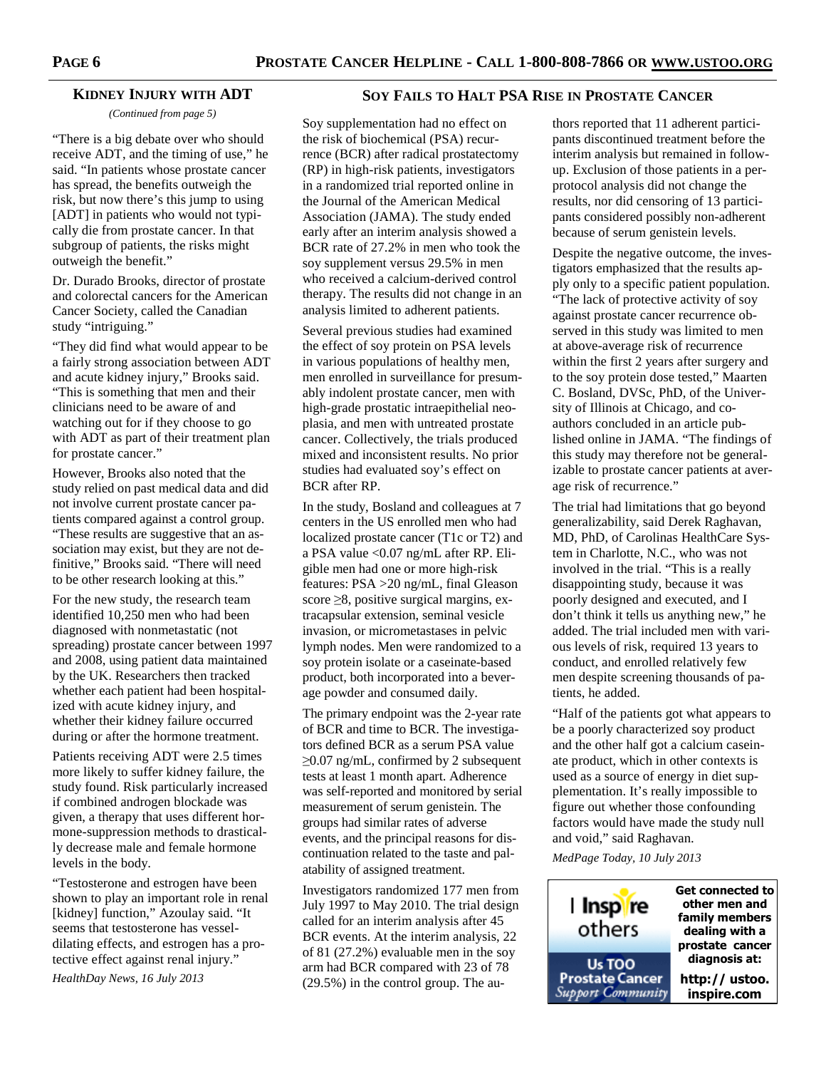## Kidney Injury with ADT

*(Continued from page 5)*

"There is a big debate over who should receive ADT, and the timing of use," he said. "In patients whose prostate cancer has spread, the benefits outweigh the risk, but now there's this jump to using [ADT] in patients who would not typically die from prostate cancer. In that subgroup of patients, the risks might outweigh the benefit."

Dr. Durado Brooks, director of prostate and colorectal cancers for the American Cancer Society, called the Canadian study "intriguing."

"They did find what would appear to be a fairly strong association between ADT and acute kidney injury," Brooks said. "This is something that men and their clinicians need to be aware of and watching out for if they choose to go with ADT as part of their treatment plan for prostate cancer."

However, Brooks also noted that the study relied on past medical data and did not involve current prostate cancer patients compared against a control group. "These results are suggestive that an association may exist, but they are not definitive," Brooks said. "There will need to be other research looking at this."

For the new study, the research team identified 10,250 men who had been diagnosed with nonmetastatic (not spreading) prostate cancer between 1997 and 2008, using patient data maintained by the UK. Researchers then tracked whether each patient had been hospitalized with acute kidney injury, and whether their kidney failure occurred during or after the hormone treatment.

Patients receiving ADT were 2.5 times more likely to suffer kidney failure, the study found. Risk particularly increased if combined androgen blockade was given, a therapy that uses different hormone-suppression methods to drastically decrease male and female hormone levels in the body.

"Testosterone and estrogen have been shown to play an important role in renal [kidney] function," Azoulay said. "It seems that testosterone has vessel-dilating effects, and estrogen has a protective effect against renal injury."

*HealthDay News, 16 July 2013*

## Soy Fails to Halt PSA Rise in Prostate Cancer

Soy supplementation had no effect on the risk of biochemical (PSA) recurrence (BCR) after radical prostatectomy (RP) in high-risk patients, investigators in a randomized trial reported online in the Journal of the American Medical Association (JAMA). The study ended early after an interim analysis showed a BCR rate of 27.2% in men who took the soy supplement versus 29.5% in men who received a calcium-derived control therapy. The results did not change in an analysis limited to adherent patients.

Several previous studies had examined the effect of soy protein on PSA levels in various populations of healthy men, men enrolled in surveillance for presumably indolent prostate cancer, men with high-grade prostatic intraepithelial neoplasia, and men with untreated prostate cancer. Collectively, the trials produced mixed and inconsistent results. No prior studies had evaluated soy's effect on BCR after RP.

In the study, Bosland and colleagues at 7 centers in the US enrolled men who had localized prostate cancer (T1c or T2) and a PSA value <0.07 ng/mL after RP. Eligible men had one or more high-risk features: PSA >20 ng/mL, final Gleason score ≥8, positive surgical margins, extracapsular extension, seminal vesicle invasion, or micrometastases in pelvic lymph nodes. Men were randomized to a soy protein isolate or a caseinate-based product, both incorporated into a beverage powder and consumed daily.

The primary endpoint was the 2-year rate of BCR and time to BCR. The investigators defined BCR as a serum PSA value ≥0.07 ng/mL, confirmed by 2 subsequent tests at least 1 month apart. Adherence was self-reported and monitored by serial measurement of serum genistein. The groups had similar rates of adverse events, and the principal reasons for discontinuation related to the taste and palatability of assigned treatment.

Investigators randomized 177 men from July 1997 to May 2010. The trial design called for an interim analysis after 45 BCR events. At the interim analysis, 22 of 81 (27.2%) evaluable men in the soy arm had BCR compared with 23 of 78 (29.5%) in the control group. The authors reported that 11 adherent participants discontinued treatment before the interim analysis but remained in follow-up. Exclusion of those patients in a per-protocol analysis did not change the results, nor did censoring of 13 participants considered possibly non-adherent because of serum genistein levels.

Despite the negative outcome, the investigators emphasized that the results apply only to a specific patient population. "The lack of protective activity of soy against prostate cancer recurrence observed in this study was limited to men at above-average risk of recurrence within the first 2 years after surgery and to the soy protein dose tested," Maarten C. Bosland, DVSc, PhD, of the University of Illinois at Chicago, and co-authors concluded in an article published online in JAMA. "The findings of this study may therefore not be generalizable to prostate cancer patients at average risk of recurrence."

The trial had limitations that go beyond generalizability, said Derek Raghavan, MD, PhD, of Carolinas HealthCare System in Charlotte, N.C., who was not involved in the trial. "This is a really disappointing study, because it was poorly designed and executed, and I don't think it tells us anything new," he added. The trial included men with various levels of risk, required 13 years to conduct, and enrolled relatively few men despite screening thousands of patients, he added.

"Half of the patients got what appears to be a poorly characterized soy product and the other half got a calcium caseinate product, which in other contexts is used as a source of energy in diet supplementation. It's really impossible to figure out whether those confounding factors would have made the study null and void," said Raghavan.

*MedPage Today, 10 July 2013*

I Inspire others

Us TOO Prostate Cancer Support Community

**Get connected to other men and family members dealing with a prostate cancer diagnosis at:**

**http:// ustoo. inspire.com**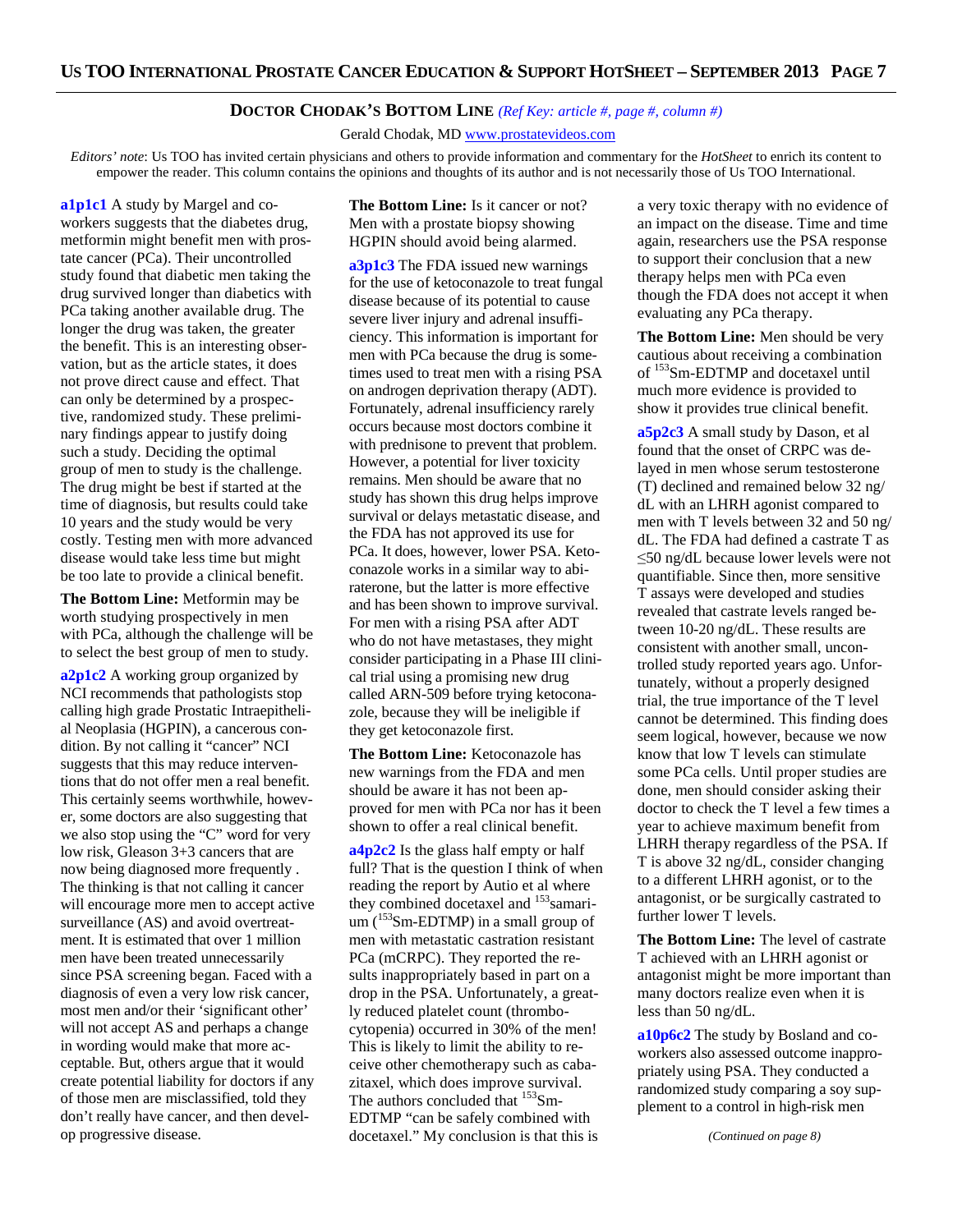## DOCTOR CHODAK'S BOTTOM LINE *(Ref Key: article #, page #, column #)*

Gerald Chodak, MD www.prostatevideos.com

*Editors' note*: Us TOO has invited certain physicians and others to provide information and commentary for the *HotSheet* to enrich its content to empower the reader. This column contains the opinions and thoughts of its author and is not necessarily those of Us TOO International.

**a1p1c1** A study by Margel and co-workers suggests that the diabetes drug, metformin might benefit men with prostate cancer (PCa). Their uncontrolled study found that diabetic men taking the drug survived longer than diabetics with PCa taking another available drug. The longer the drug was taken, the greater the benefit. This is an interesting observation, but as the article states, it does not prove direct cause and effect. That can only be determined by a prospective, randomized study. These preliminary findings appear to justify doing such a study. Deciding the optimal group of men to study is the challenge. The drug might be best if started at the time of diagnosis, but results could take 10 years and the study would be very costly. Testing men with more advanced disease would take less time but might be too late to provide a clinical benefit.

**The Bottom Line:** Metformin may be worth studying prospectively in men with PCa, although the challenge will be to select the best group of men to study.

**a2p1c2** A working group organized by NCI recommends that pathologists stop calling high grade Prostatic Intraepithelial Neoplasia (HGPIN), a cancerous condition. By not calling it "cancer" NCI suggests that this may reduce interventions that do not offer men a real benefit. This certainly seems worthwhile, however, some doctors are also suggesting that we also stop using the "C" word for very low risk, Gleason 3+3 cancers that are now being diagnosed more frequently . The thinking is that not calling it cancer will encourage more men to accept active surveillance (AS) and avoid overtreatment. It is estimated that over 1 million men have been treated unnecessarily since PSA screening began. Faced with a diagnosis of even a very low risk cancer, most men and/or their 'significant other' will not accept AS and perhaps a change in wording would make that more acceptable. But, others argue that it would create potential liability for doctors if any of those men are misclassified, told they don't really have cancer, and then develop progressive disease.

**The Bottom Line:** Is it cancer or not? Men with a prostate biopsy showing HGPIN should avoid being alarmed.

**a3p1c3** The FDA issued new warnings for the use of ketoconazole to treat fungal disease because of its potential to cause severe liver injury and adrenal insufficiency. This information is important for men with PCa because the drug is sometimes used to treat men with a rising PSA on androgen deprivation therapy (ADT). Fortunately, adrenal insufficiency rarely occurs because most doctors combine it with prednisone to prevent that problem. However, a potential for liver toxicity remains. Men should be aware that no study has shown this drug helps improve survival or delays metastatic disease, and the FDA has not approved its use for PCa. It does, however, lower PSA. Ketoconazole works in a similar way to abiraterone, but the latter is more effective and has been shown to improve survival. For men with a rising PSA after ADT who do not have metastases, they might consider participating in a Phase III clinical trial using a promising new drug called ARN-509 before trying ketoconazole, because they will be ineligible if they get ketoconazole first.

**The Bottom Line:** Ketoconazole has new warnings from the FDA and men should be aware it has not been approved for men with PCa nor has it been shown to offer a real clinical benefit.

**a4p2c2** Is the glass half empty or half full? That is the question I think of when reading the report by Autio et al where they combined docetaxel and $^{153}$samarium ($^{153}$Sm-EDTMP) in a small group of men with metastatic castration resistant PCa (mCRPC). They reported the results inappropriately based in part on a drop in the PSA. Unfortunately, a greatly reduced platelet count (thrombocytopenia) occurred in 30% of the men! This is likely to limit the ability to receive other chemotherapy such as cabazitaxel, which does improve survival. The authors concluded that $^{153}$Sm-EDTMP "can be safely combined with docetaxel." My conclusion is that this is a very toxic therapy with no evidence of an impact on the disease. Time and time again, researchers use the PSA response to support their conclusion that a new therapy helps men with PCa even though the FDA does not accept it when evaluating any PCa therapy.

**The Bottom Line:** Men should be very cautious about receiving a combination of $^{153}$Sm-EDTMP and docetaxel until much more evidence is provided to show it provides true clinical benefit.

**a5p2c3** A small study by Dason, et al found that the onset of CRPC was delayed in men whose serum testosterone (T) declined and remained below 32 ng/dL with an LHRH agonist compared to men with T levels between 32 and 50 ng/dL. The FDA had defined a castrate T as ≤50 ng/dL because lower levels were not quantifiable. Since then, more sensitive T assays were developed and studies revealed that castrate levels ranged between 10-20 ng/dL. These results are consistent with another small, uncontrolled study reported years ago. Unfortunately, without a properly designed trial, the true importance of the T level cannot be determined. This finding does seem logical, however, because we now know that low T levels can stimulate some PCa cells. Until proper studies are done, men should consider asking their doctor to check the T level a few times a year to achieve maximum benefit from LHRH therapy regardless of the PSA. If T is above 32 ng/dL, consider changing to a different LHRH agonist, or to the antagonist, or be surgically castrated to further lower T levels.

**The Bottom Line:** The level of castrate T achieved with an LHRH agonist or antagonist might be more important than many doctors realize even when it is less than 50 ng/dL.

**a10p6c2** The study by Bosland and coworkers also assessed outcome inappropriately using PSA. They conducted a randomized study comparing a soy supplement to a control in high-risk men

*(Continued on page 8)*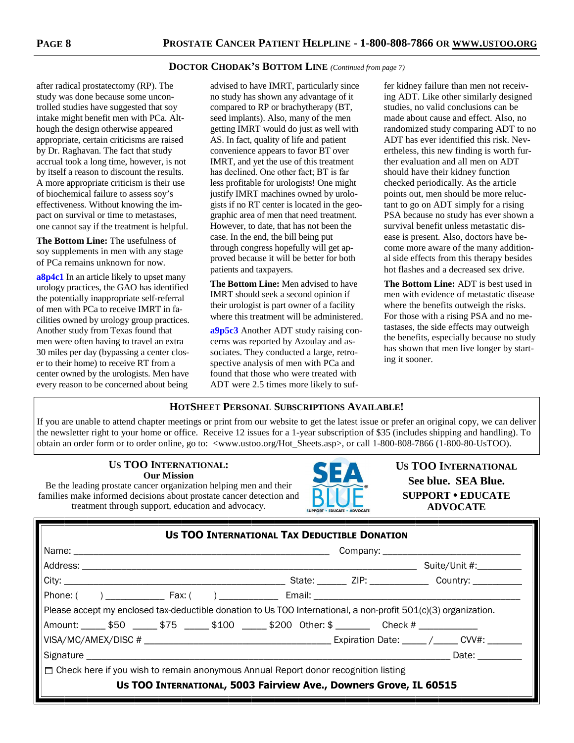## DOCTOR CHODAK'S BOTTOM LINE *(Continued from page 7)*

after radical prostatectomy (RP). The study was done because some uncontrolled studies have suggested that soy intake might benefit men with PCa. Although the design overall appeared appropriate, certain criticisms are raised by Dr. Raghavan. The fact that study accrual took a long time, however, is not by itself a reason to discount the results. A more appropriate criticism is their use of biochemical failure to assess soy's effectiveness. Without knowing the impact on survival or time to metastases, one cannot say if the treatment is helpful.

**The Bottom Line:** The usefulness of soy supplements in men with any stage of PCa remains unknown for now.

**a8p4c1** In an article likely to upset many urology practices, the GAO has identified the potentially inappropriate self-referral of men with PCa to receive IMRT in facilities owned by urology group practices. Another study from Texas found that men were often having to travel an extra 30 miles per day (bypassing a center closer to their home) to receive RT from a center owned by the urologists. Men have every reason to be concerned about being advised to have IMRT, particularly since no study has shown any advantage of it compared to RP or brachytherapy (BT, seed implants). Also, many of the men getting IMRT would do just as well with AS. In fact, quality of life and patient convenience appears to favor BT over IMRT, and yet the use of this treatment has declined. One other fact; BT is far less profitable for urologists! One might justify IMRT machines owned by urologists if no RT center is located in the geographic area of men that need treatment. However, to date, that has not been the case. In the end, the bill being put through congress hopefully will get approved because it will be better for both patients and taxpayers.

**The Bottom Line:** Men advised to have IMRT should seek a second opinion if their urologist is part owner of a facility where this treatment will be administered.

**a9p5c3** Another ADT study raising concerns was reported by Azoulay and associates. They conducted a large, retrospective analysis of men with PCa and found that those who were treated with ADT were 2.5 times more likely to suffer kidney failure than men not receiving ADT. Like other similarly designed studies, no valid conclusions can be made about cause and effect. Also, no randomized study comparing ADT to no ADT has ever identified this risk. Nevertheless, this new finding is worth further evaluation and all men on ADT should have their kidney function checked periodically. As the article points out, men should be more reluctant to go on ADT simply for a rising PSA because no study has ever shown a survival benefit unless metastatic disease is present. Also, doctors have become more aware of the many additional side effects from this therapy besides hot flashes and a decreased sex drive.

**The Bottom Line:** ADT is best used in men with evidence of metastatic disease where the benefits outweigh the risks. For those with a rising PSA and no metastases, the side effects may outweigh the benefits, especially because no study has shown that men live longer by starting it sooner.

### HOTSHEET PERSONAL SUBSCRIPTIONS AVAILABLE!

If you are unable to attend chapter meetings or print from our website to get the latest issue or prefer an original copy, we can deliver the newsletter right to your home or office. Receive 12 issues for a 1-year subscription of $35 (includes shipping and handling). To obtain an order form or to order online, go to: <www.ustoo.org/Hot_Sheets.asp>, or call 1-800-808-7866 (1-800-80-UsTOO).

**US TOO INTERNATIONAL:**
**Our Mission**
Be the leading prostate cancer organization helping men and their families make informed decisions about prostate cancer detection and treatment through support, education and advocacy.

SEA BLUE® SUPPORT • EDUCATE • ADVOCATE

**US TOO INTERNATIONAL**
**See blue. SEA Blue.**
**SUPPORT • EDUCATE**
**ADVOCATE**

### US TOO INTERNATIONAL TAX DEDUCTIBLE DONATION

Name: ______________________ Company: ______________________

Address: ______________________ Suite/Unit #:________

City: ______________________ State: ______ ZIP: ___________ Country: _________

Phone: ( ) ___________ Fax: ( ) ___________ Email: ______________________

Please accept my enclosed tax-deductible donation to Us TOO International, a non-profit 501(c)(3) organization.

Amount: _____ $50 _____ $75 _____ $100 _____ $200 Other: $ _______ Check # ___________

VISA/MC/AMEX/DISC # ______________________ Expiration Date: _____ /_____ CVV#: _______

Signature ______________________ Date: _________

☐ Check here if you wish to remain anonymous Annual Report donor recognition listing

**US TOO INTERNATIONAL, 5003 Fairview Ave., Downers Grove, IL 60515**